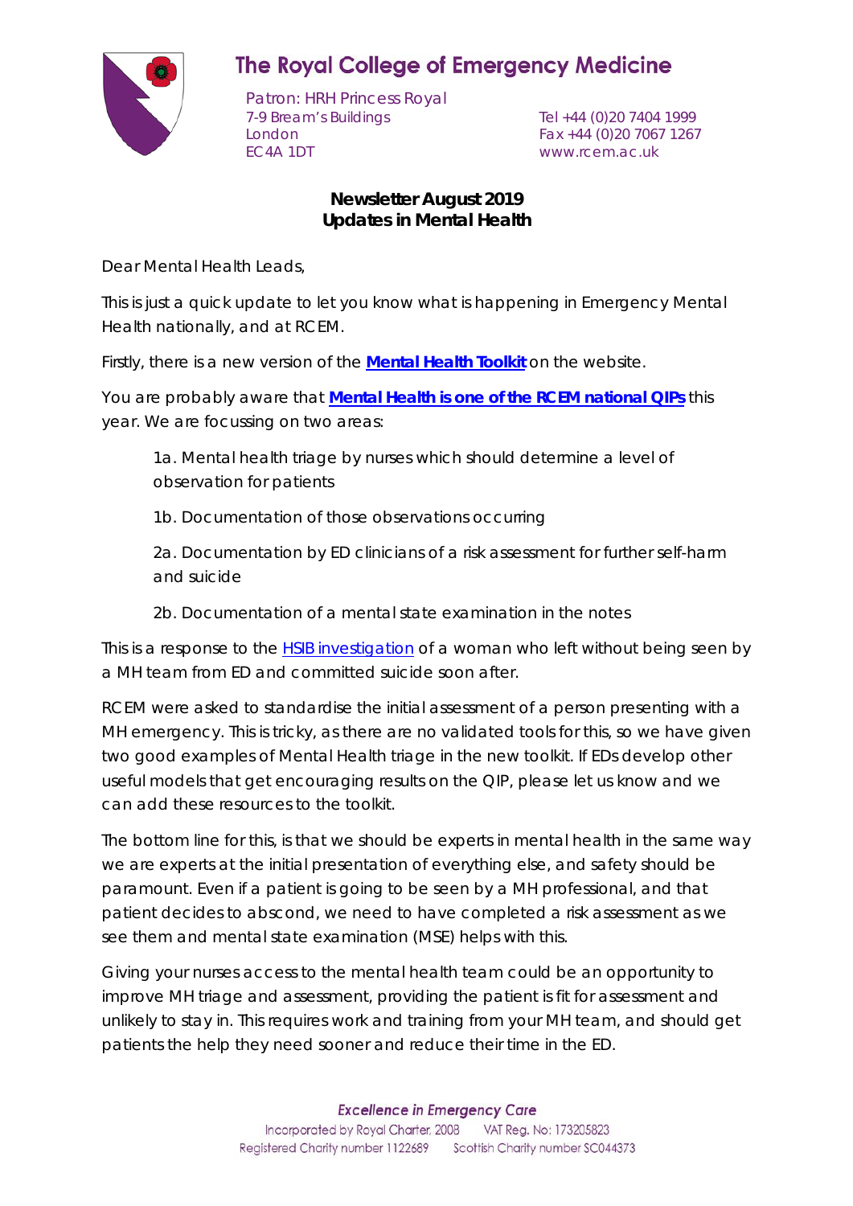# The Royal College of Emergency Medicine

Patron: HRH Princess Royal
7-9 Bream's Buildings
London
EC4A 1DT

Tel +44 (0)20 7404 1999
Fax +44 (0)20 7067 1267
www.rcem.ac.uk

**Newsletter August 2019**
**Updates in Mental Health**

Dear Mental Health Leads,

This is just a quick update to let you know what is happening in Emergency Mental Health nationally, and at RCEM.

Firstly, there is a new version of the **Mental Health Toolkit** on the website.

You are probably aware that **Mental Health is one of the RCEM national QIPs** this year. We are focussing on two areas:

> 1a. Mental health triage by nurses which should determine a level of observation for patients
>
> 1b. Documentation of those observations occurring
>
> 2a. Documentation by ED clinicians of a risk assessment for further self-harm and suicide
>
> 2b. Documentation of a mental state examination in the notes

This is a response to the HSIB investigation of a woman who left without being seen by a MH team from ED and committed suicide soon after.

RCEM were asked to standardise the initial assessment of a person presenting with a MH emergency. This is tricky, as there are no validated tools for this, so we have given two good examples of Mental Health triage in the new toolkit. If EDs develop other useful models that get encouraging results on the QIP, please let us know and we can add these resources to the toolkit.

The bottom line for this, is that we should be experts in mental health in the same way we are experts at the initial presentation of everything else, and safety should be paramount. Even if a patient is going to be seen by a MH professional, and that patient decides to abscond, we need to have completed a risk assessment as we see them and mental state examination (MSE) helps with this.

Giving your nurses access to the mental health team could be an opportunity to improve MH triage and assessment, providing the patient is fit for assessment and unlikely to stay in. This requires work and training from your MH team, and should get patients the help they need sooner and reduce their time in the ED.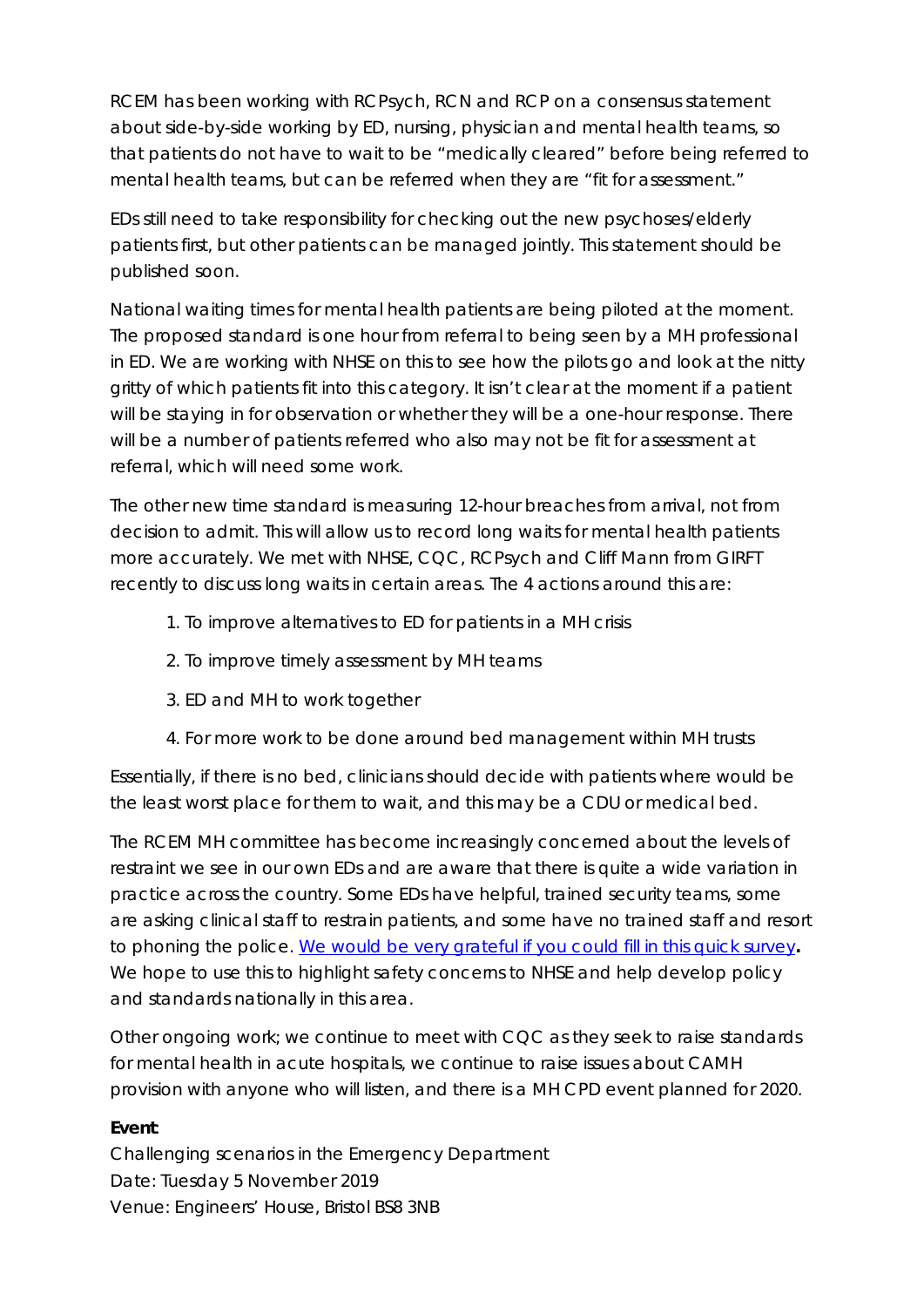RCEM has been working with RCPsych, RCN and RCP on a consensus statement about side-by-side working by ED, nursing, physician and mental health teams, so that patients do not have to wait to be "medically cleared" before being referred to mental health teams, but can be referred when they are "fit for assessment."

EDs still need to take responsibility for checking out the new psychoses/elderly patients first, but other patients can be managed jointly. This statement should be published soon.

National waiting times for mental health patients are being piloted at the moment. The proposed standard is one hour from referral to being seen by a MH professional in ED. We are working with NHSE on this to see how the pilots go and look at the nitty gritty of which patients fit into this category. It isn't clear at the moment if a patient will be staying in for observation or whether they will be a one-hour response. There will be a number of patients referred who also may not be fit for assessment at referral, which will need some work.

The other new time standard is measuring 12-hour breaches from arrival, not from decision to admit. This will allow us to record long waits for mental health patients more accurately. We met with NHSE, CQC, RCPsych and Cliff Mann from GIRFT recently to discuss long waits in certain areas. The 4 actions around this are:

1. To improve alternatives to ED for patients in a MH crisis
2. To improve timely assessment by MH teams
3. ED and MH to work together
4. For more work to be done around bed management within MH trusts

Essentially, if there is no bed, clinicians should decide with patients where would be the least worst place for them to wait, and this may be a CDU or medical bed.

The RCEM MH committee has become increasingly concerned about the levels of restraint we see in our own EDs and are aware that there is quite a wide variation in practice across the country. Some EDs have helpful, trained security teams, some are asking clinical staff to restrain patients, and some have no trained staff and resort to phoning the police. We would be very grateful if you could fill in this quick survey**.** We hope to use this to highlight safety concerns to NHSE and help develop policy and standards nationally in this area.

Other ongoing work; we continue to meet with CQC as they seek to raise standards for mental health in acute hospitals, we continue to raise issues about CAMH provision with anyone who will listen, and there is a MH CPD event planned for 2020.

**Event**:
Challenging scenarios in the Emergency Department
Date: Tuesday 5 November 2019
Venue: Engineers' House, Bristol BS8 3NB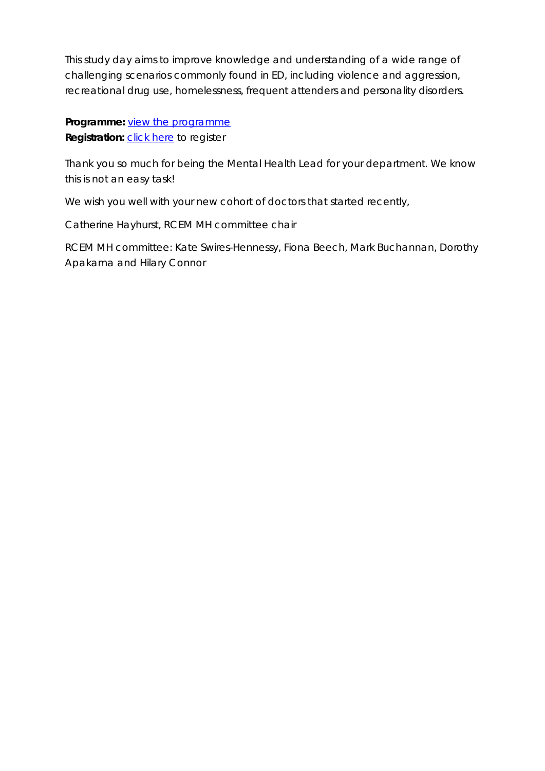This study day aims to improve knowledge and understanding of a wide range of challenging scenarios commonly found in ED, including violence and aggression, recreational drug use, homelessness, frequent attenders and personality disorders.

**Programme:** view the programme
**Registration:** click here to register

Thank you so much for being the Mental Health Lead for your department. We know this is not an easy task!

We wish you well with your new cohort of doctors that started recently,

Catherine Hayhurst, RCEM MH committee chair

RCEM MH committee: Kate Swires-Hennessy, Fiona Beech, Mark Buchannan, Dorothy Apakama and Hilary Connor